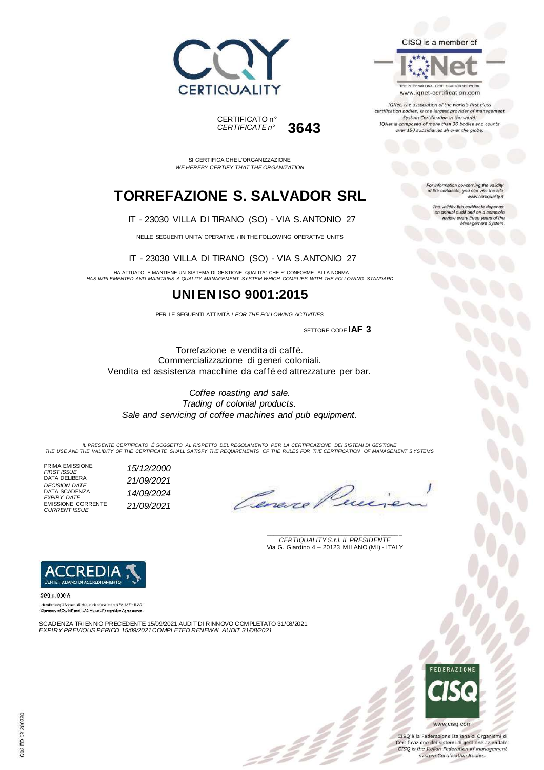CERTIQUALITY

CERTIFICATO n°
*CERTIFICATE n°* **3643**

CISQ is a member of

IQNet

THE INTERNATIONAL CERTIFICATION NETWORK
www.iqnet-certification.com

*IQNet, the association of the world's first class certification bodies, is the largest provider of management System Certification in the world. IQNet is composed of more than 30 bodies and counts over 150 subsidiaries all over the globe.*

SI CERTIFICA CHE L'ORGANIZZAZIONE
*WE HEREBY CERTIFY THAT THE ORGANIZATION*

# TORREFAZIONE S. SALVADOR SRL

IT - 23030 VILLA DI TIRANO (SO) - VIA S.ANTONIO 27

NELLE SEGUENTI UNITA' OPERATIVE / IN THE FOLLOWING OPERATIVE UNITS

IT - 23030 VILLA DI TIRANO (SO) - VIA S.ANTONIO 27

*For information concerning the validity of the certificate, you can visit the site www.certiquality.it*

*The validity this certificate depends on annual audit and on a complete review every three years of the Management System.*

HA ATTUATO E MANTIENE UN SISTEMA DI GESTIONE QUALITA' CHE E' CONFORME ALLA NORMA
*HAS IMPLEMENTED AND MAINTAINS A QUALITY MANAGEMENT SYSTEM WHICH COMPLIES WITH THE FOLLOWING STANDARD*

## UNI EN ISO 9001:2015

PER LE SEGUENTI ATTIVITÀ / *FOR THE FOLLOWING ACTIVITIES*

SETTORE CODE **IAF 3**

Torrefazione e vendita di caffè.
Commercializzazione di generi coloniali.
Vendita ed assistenza macchine da caffé ed attrezzature per bar.

*Coffee roasting and sale.*
*Trading of colonial products.*
*Sale and servicing of coffee machines and pub equipment.*

*IL PRESENTE CERTIFICATO È SOGGETTO AL RISPETTO DEL REGOLAMENTO PER LA CERTIFICAZIONE DEI SISTEMI DI GESTIONE*
*THE USE AND THE VALIDITY OF THE CERTIFICATE SHALL SATISFY THE REQUIREMENTS OF THE RULES FOR THE CERTIFICATION OF MANAGEMENT SYSTEMS*

| | |
|---|---|
| PRIMA EMISSIONE *FIRST ISSUE* | *15/12/2000* |
| DATA DELIBERA *DECISION DATE* | *21/09/2021* |
| DATA SCADENZA *EXPIRY DATE* | *14/09/2024* |
| EMISSIONE CORRENTE *CURRENT ISSUE* | *21/09/2021* |

*CERTIQUALITY S.r.l. IL PRESIDENTE*
Via G. Giardino 4 – 20123 MILANO (MI) - ITALY

ACCREDIA
L'ENTE ITALIANO DI ACCREDITAMENTO

SGQ n. 008 A
Membro degli Accordi di Mutuo riconoscimento EA, IAF e ILAC.
Signatory of EA, IAF and ILAC Mutual Recognition Agreements.

SCADENZA TRIENNIO PRECEDENTE 15/09/2021 AUDIT DI RINNOVO COMPLETATO 31/08/2021
*EXPIRY PREVIOUS PERIOD 15/09/2021 COMPLETED RENEWAL AUDIT 31/08/2021*

FEDERAZIONE CISQ
www.cisq.com

CISQ è la Federazione Italiana di Organismi di Certificazione dei sistemi di gestione aziendale.
*CISQ is the Italian Federation of management system Certification Bodies.*

C02 ED 02 200720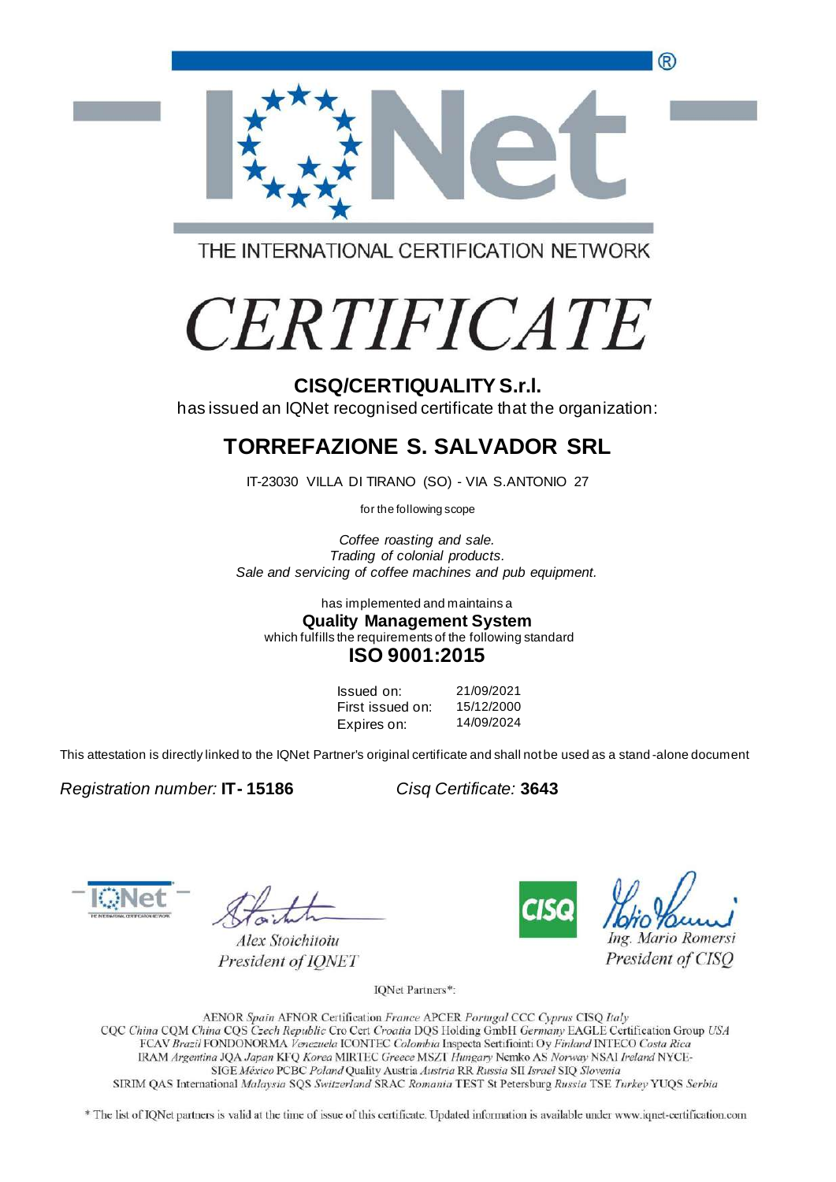THE INTERNATIONAL CERTIFICATION NETWORK

# CERTIFICATE

**CISQ/CERTIQUALITY S.r.l.**

has issued an IQNet recognised certificate that the organization:

## TORREFAZIONE S. SALVADOR SRL

IT-23030 VILLA DI TIRANO (SO) - VIA S.ANTONIO 27

for the following scope

*Coffee roasting and sale.*
*Trading of colonial products.*
*Sale and servicing of coffee machines and pub equipment.*

has implemented and maintains a

**Quality Management System**

which fulfills the requirements of the following standard

**ISO 9001:2015**

| | |
|---|---|
| Issued on: | 21/09/2021 |
| First issued on: | 15/12/2000 |
| Expires on: | 14/09/2024 |

This attestation is directly linked to the IQNet Partner's original certificate and shall not be used as a stand-alone document

*Registration number:* **IT- 15186** *Cisq Certificate:* **3643**

Alex Stoichitoiu
*President of IQNET*

Ing. Mario Romersi
*President of CISQ*

IQNet Partners*:

AENOR *Spain* AFNOR Certification *France* APCER *Portugal* CCC *Cyprus* CISQ *Italy*
CQC *China* CQM *China* CQS *Czech Republic* Cro Cert *Croatia* DQS Holding GmbH *Germany* EAGLE Certification Group *USA*
FCAV *Brazil* FONDONORMA *Venezuela* ICONTEC *Colombia* Inspecta Sertifiointi Oy *Finland* INTECO *Costa Rica*
IRAM *Argentina* JQA *Japan* KFQ *Korea* MIRTEC *Greece* MSZT *Hungary* Nemko AS *Norway* NSAI *Ireland* NYCE-SIGE *México* PCBC *Poland* Quality Austria *Austria* RR *Russia* SII *Israel* SIQ *Slovenia*
SIRIM QAS International *Malaysia* SQS *Switzerland* SRAC *Romania* TEST St Petersburg *Russia* TSE *Turkey* YUQS *Serbia*

\* The list of IQNet partners is valid at the time of issue of this certificate. Updated information is available under www.iqnet-certification.com